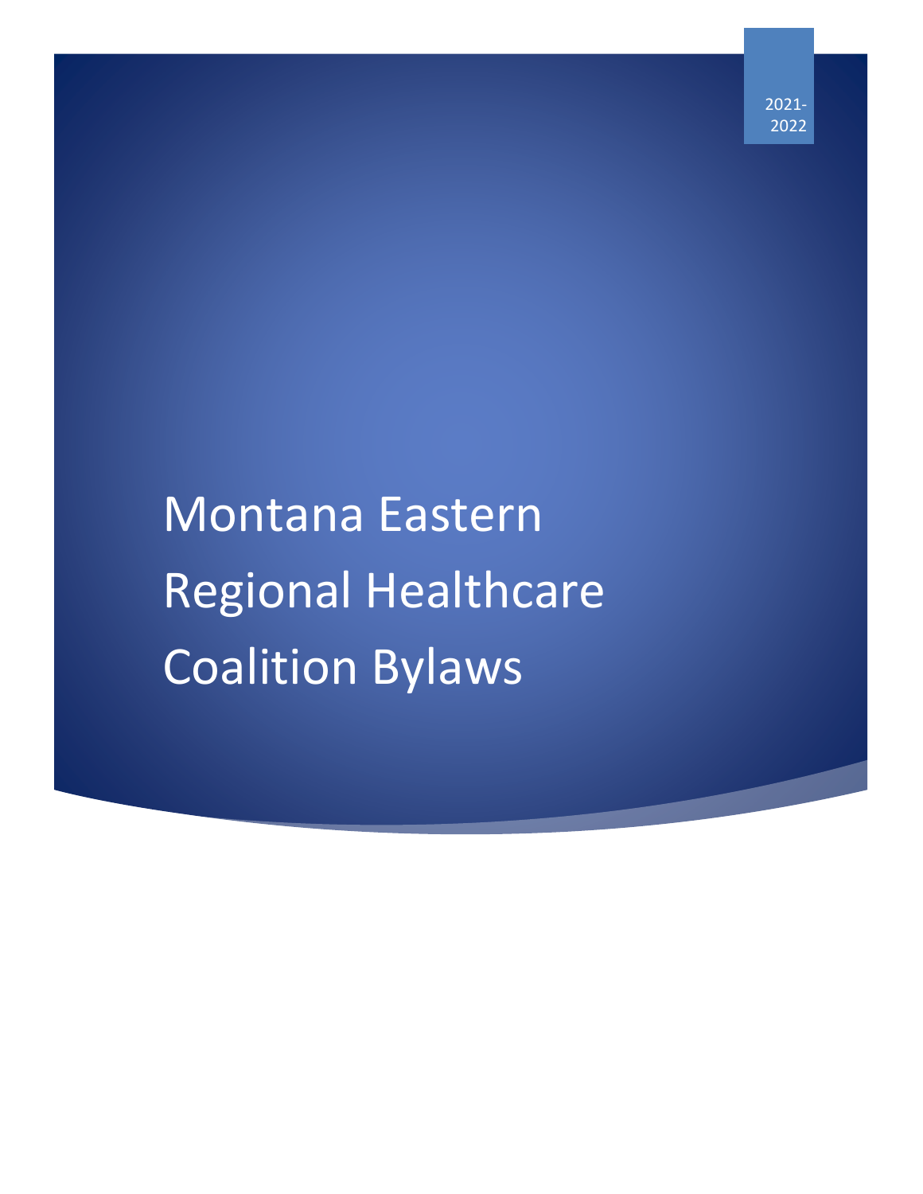2021-2022

# Montana Eastern Regional Healthcare Coalition Bylaws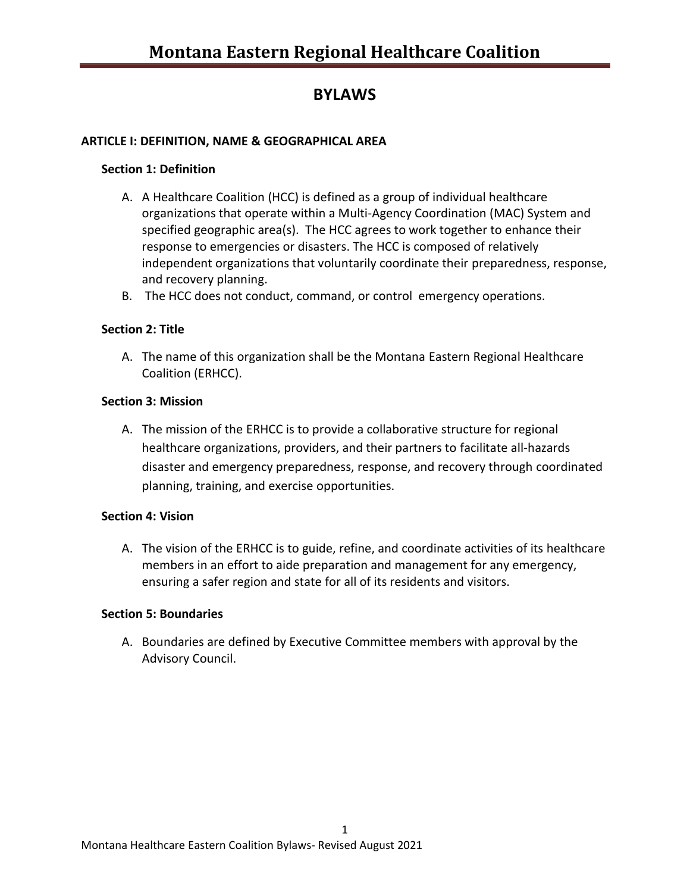# Montana Eastern Regional Healthcare Coalition

## BYLAWS

### ARTICLE I: DEFINITION, NAME & GEOGRAPHICAL AREA

#### Section 1: Definition

A. A Healthcare Coalition (HCC) is defined as a group of individual healthcare organizations that operate within a Multi-Agency Coordination (MAC) System and specified geographic area(s). The HCC agrees to work together to enhance their response to emergencies or disasters. The HCC is composed of relatively independent organizations that voluntarily coordinate their preparedness, response, and recovery planning.
B. The HCC does not conduct, command, or control emergency operations.

#### Section 2: Title

A. The name of this organization shall be the Montana Eastern Regional Healthcare Coalition (ERHCC).

#### Section 3: Mission

A. The mission of the ERHCC is to provide a collaborative structure for regional healthcare organizations, providers, and their partners to facilitate all-hazards disaster and emergency preparedness, response, and recovery through coordinated planning, training, and exercise opportunities.

#### Section 4: Vision

A. The vision of the ERHCC is to guide, refine, and coordinate activities of its healthcare members in an effort to aide preparation and management for any emergency, ensuring a safer region and state for all of its residents and visitors.

#### Section 5: Boundaries

A. Boundaries are defined by Executive Committee members with approval by the Advisory Council.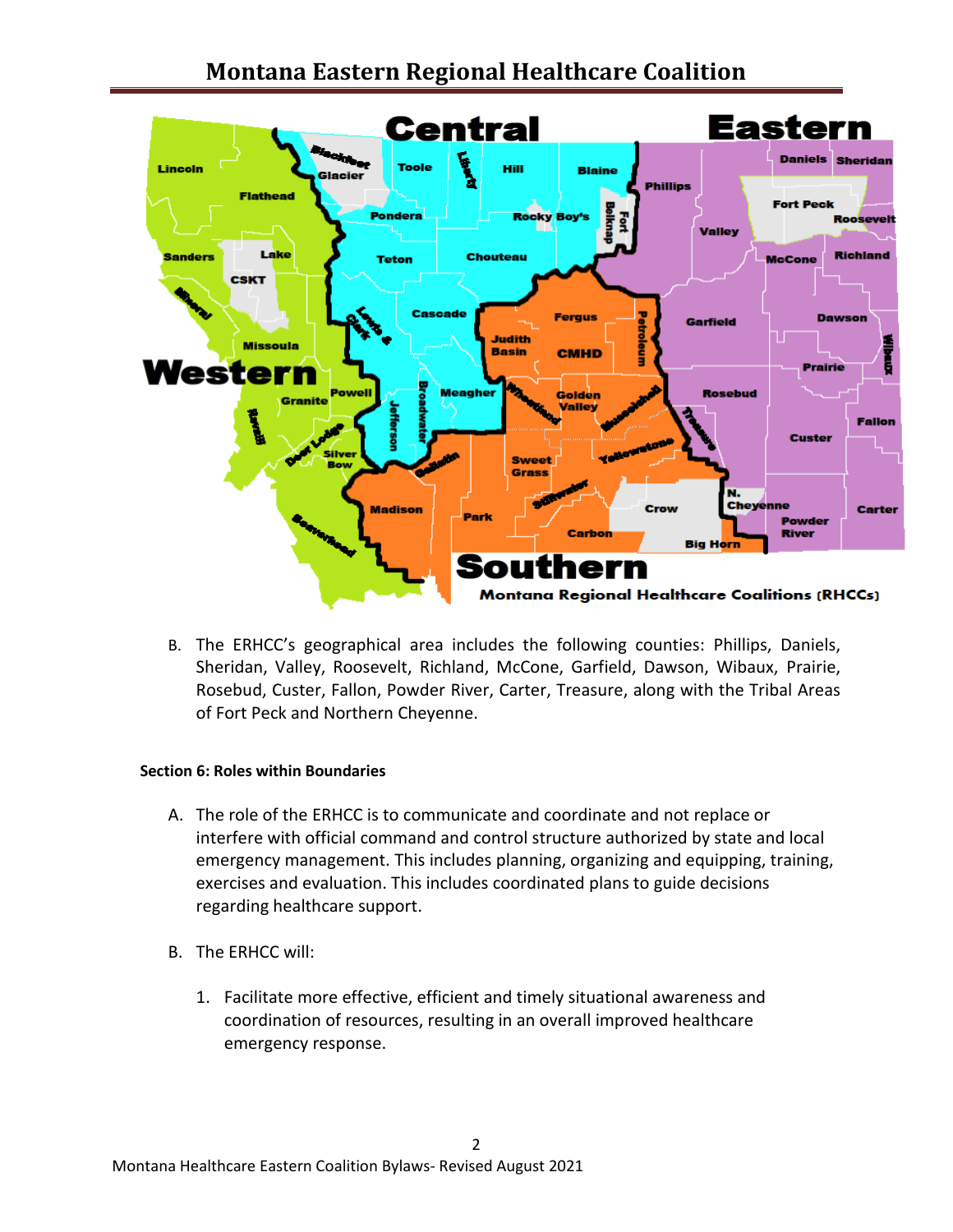# Montana Eastern Regional Healthcare Coalition

B. The ERHCC's geographical area includes the following counties: Phillips, Daniels, Sheridan, Valley, Roosevelt, Richland, McCone, Garfield, Dawson, Wibaux, Prairie, Rosebud, Custer, Fallon, Powder River, Carter, Treasure, along with the Tribal Areas of Fort Peck and Northern Cheyenne.

**Section 6: Roles within Boundaries**

A. The role of the ERHCC is to communicate and coordinate and not replace or interfere with official command and control structure authorized by state and local emergency management. This includes planning, organizing and equipping, training, exercises and evaluation. This includes coordinated plans to guide decisions regarding healthcare support.

B. The ERHCC will:

   1. Facilitate more effective, efficient and timely situational awareness and coordination of resources, resulting in an overall improved healthcare emergency response.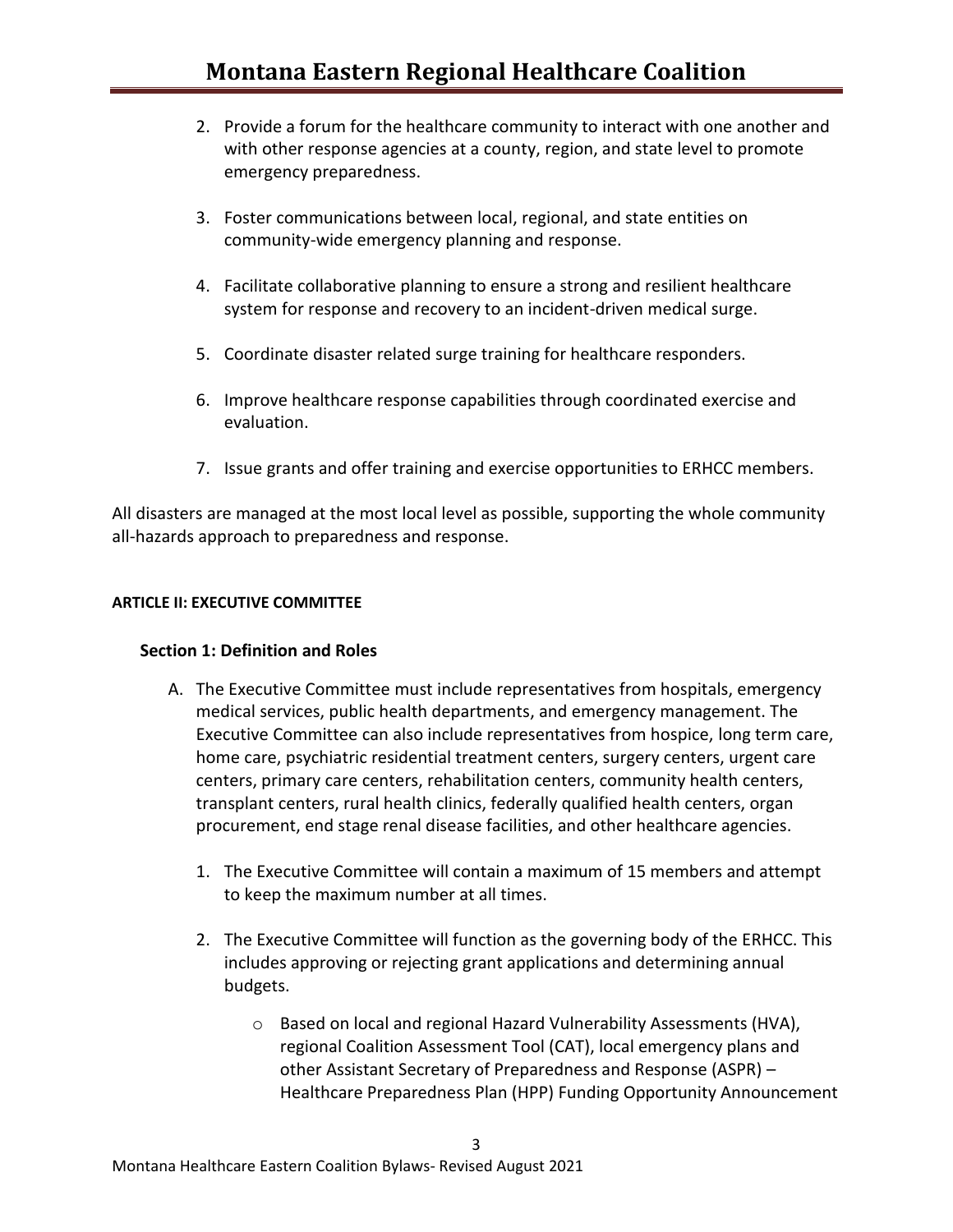2. Provide a forum for the healthcare community to interact with one another and with other response agencies at a county, region, and state level to promote emergency preparedness.

3. Foster communications between local, regional, and state entities on community-wide emergency planning and response.

4. Facilitate collaborative planning to ensure a strong and resilient healthcare system for response and recovery to an incident-driven medical surge.

5. Coordinate disaster related surge training for healthcare responders.

6. Improve healthcare response capabilities through coordinated exercise and evaluation.

7. Issue grants and offer training and exercise opportunities to ERHCC members.

All disasters are managed at the most local level as possible, supporting the whole community all-hazards approach to preparedness and response.

**ARTICLE II: EXECUTIVE COMMITTEE**

**Section 1: Definition and Roles**

A. The Executive Committee must include representatives from hospitals, emergency medical services, public health departments, and emergency management. The Executive Committee can also include representatives from hospice, long term care, home care, psychiatric residential treatment centers, surgery centers, urgent care centers, primary care centers, rehabilitation centers, community health centers, transplant centers, rural health clinics, federally qualified health centers, organ procurement, end stage renal disease facilities, and other healthcare agencies.

   1. The Executive Committee will contain a maximum of 15 members and attempt to keep the maximum number at all times.

   2. The Executive Committee will function as the governing body of the ERHCC. This includes approving or rejecting grant applications and determining annual budgets.

      - Based on local and regional Hazard Vulnerability Assessments (HVA), regional Coalition Assessment Tool (CAT), local emergency plans and other Assistant Secretary of Preparedness and Response (ASPR) – Healthcare Preparedness Plan (HPP) Funding Opportunity Announcement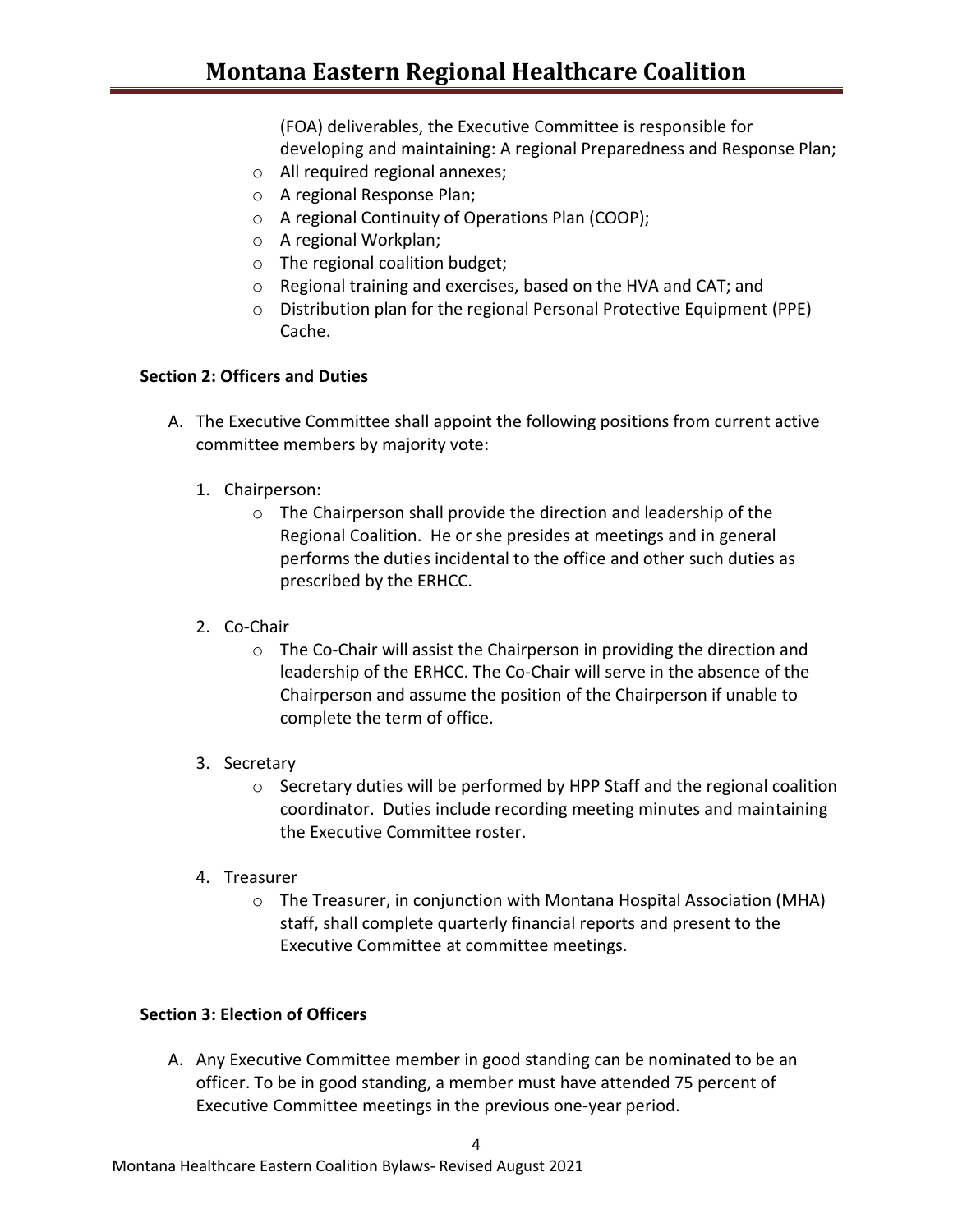(FOA) deliverables, the Executive Committee is responsible for developing and maintaining: A regional Preparedness and Response Plan;

- All required regional annexes;
- A regional Response Plan;
- A regional Continuity of Operations Plan (COOP);
- A regional Workplan;
- The regional coalition budget;
- Regional training and exercises, based on the HVA and CAT; and
- Distribution plan for the regional Personal Protective Equipment (PPE) Cache.

**Section 2: Officers and Duties**

A. The Executive Committee shall appoint the following positions from current active committee members by majority vote:

1. Chairperson:
    - The Chairperson shall provide the direction and leadership of the Regional Coalition. He or she presides at meetings and in general performs the duties incidental to the office and other such duties as prescribed by the ERHCC.

2. Co-Chair
    - The Co-Chair will assist the Chairperson in providing the direction and leadership of the ERHCC. The Co-Chair will serve in the absence of the Chairperson and assume the position of the Chairperson if unable to complete the term of office.

3. Secretary
    - Secretary duties will be performed by HPP Staff and the regional coalition coordinator. Duties include recording meeting minutes and maintaining the Executive Committee roster.

4. Treasurer
    - The Treasurer, in conjunction with Montana Hospital Association (MHA) staff, shall complete quarterly financial reports and present to the Executive Committee at committee meetings.

**Section 3: Election of Officers**

A. Any Executive Committee member in good standing can be nominated to be an officer. To be in good standing, a member must have attended 75 percent of Executive Committee meetings in the previous one-year period.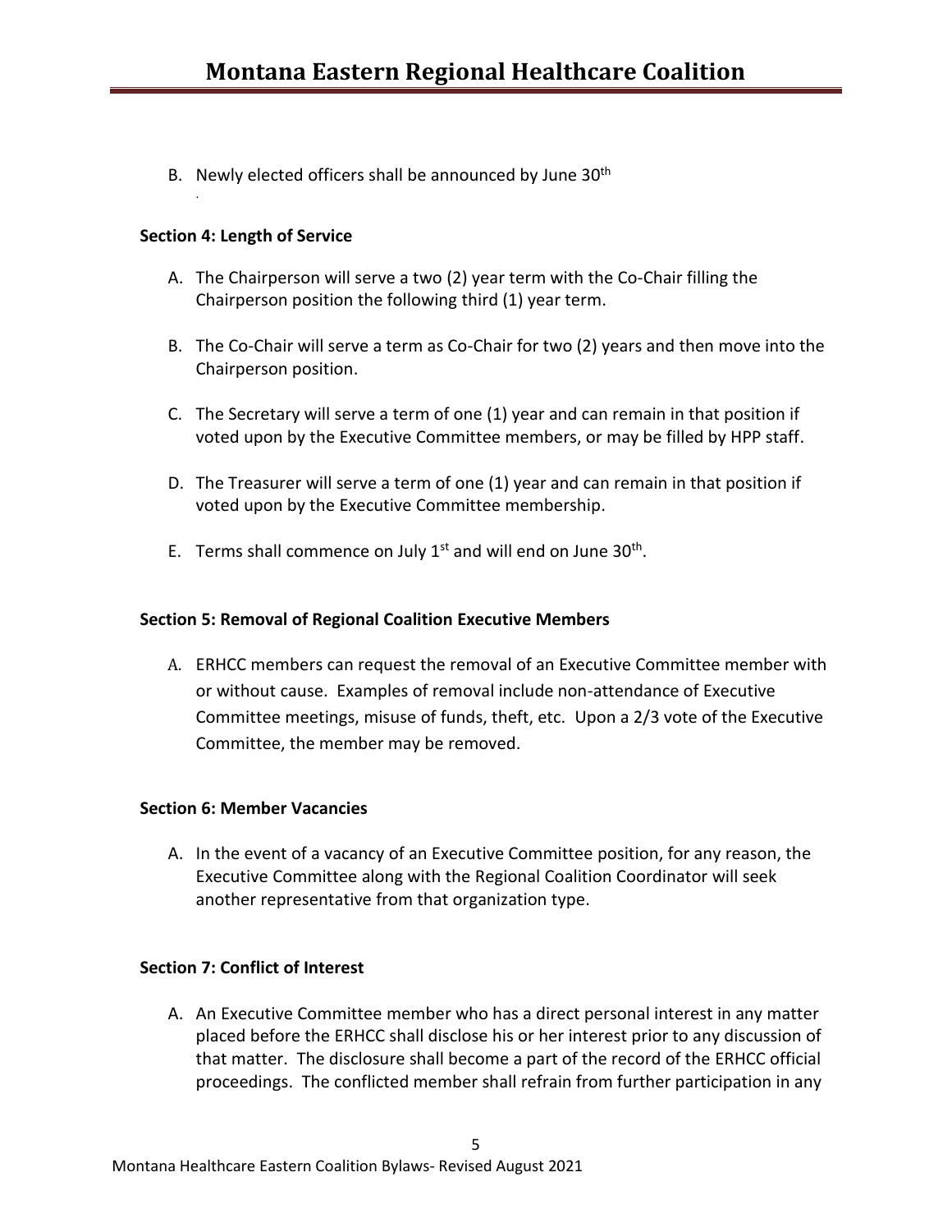B. Newly elected officers shall be announced by June 30th

**Section 4: Length of Service**

A. The Chairperson will serve a two (2) year term with the Co-Chair filling the Chairperson position the following third (1) year term.

B. The Co-Chair will serve a term as Co-Chair for two (2) years and then move into the Chairperson position.

C. The Secretary will serve a term of one (1) year and can remain in that position if voted upon by the Executive Committee members, or may be filled by HPP staff.

D. The Treasurer will serve a term of one (1) year and can remain in that position if voted upon by the Executive Committee membership.

E. Terms shall commence on July 1st and will end on June 30th.

**Section 5: Removal of Regional Coalition Executive Members**

A. ERHCC members can request the removal of an Executive Committee member with or without cause. Examples of removal include non-attendance of Executive Committee meetings, misuse of funds, theft, etc. Upon a 2/3 vote of the Executive Committee, the member may be removed.

**Section 6: Member Vacancies**

A. In the event of a vacancy of an Executive Committee position, for any reason, the Executive Committee along with the Regional Coalition Coordinator will seek another representative from that organization type.

**Section 7: Conflict of Interest**

A. An Executive Committee member who has a direct personal interest in any matter placed before the ERHCC shall disclose his or her interest prior to any discussion of that matter. The disclosure shall become a part of the record of the ERHCC official proceedings. The conflicted member shall refrain from further participation in any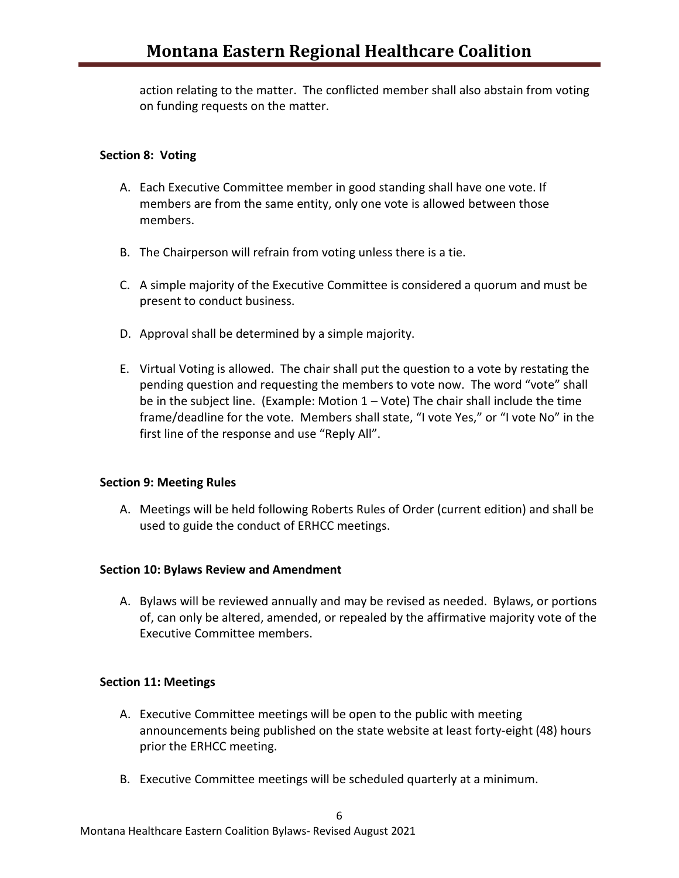action relating to the matter. The conflicted member shall also abstain from voting on funding requests on the matter.

**Section 8: Voting**

A. Each Executive Committee member in good standing shall have one vote. If members are from the same entity, only one vote is allowed between those members.

B. The Chairperson will refrain from voting unless there is a tie.

C. A simple majority of the Executive Committee is considered a quorum and must be present to conduct business.

D. Approval shall be determined by a simple majority.

E. Virtual Voting is allowed. The chair shall put the question to a vote by restating the pending question and requesting the members to vote now. The word "vote" shall be in the subject line. (Example: Motion 1 – Vote) The chair shall include the time frame/deadline for the vote. Members shall state, "I vote Yes," or "I vote No" in the first line of the response and use "Reply All".

**Section 9: Meeting Rules**

A. Meetings will be held following Roberts Rules of Order (current edition) and shall be used to guide the conduct of ERHCC meetings.

**Section 10: Bylaws Review and Amendment**

A. Bylaws will be reviewed annually and may be revised as needed. Bylaws, or portions of, can only be altered, amended, or repealed by the affirmative majority vote of the Executive Committee members.

**Section 11: Meetings**

A. Executive Committee meetings will be open to the public with meeting announcements being published on the state website at least forty-eight (48) hours prior the ERHCC meeting.

B. Executive Committee meetings will be scheduled quarterly at a minimum.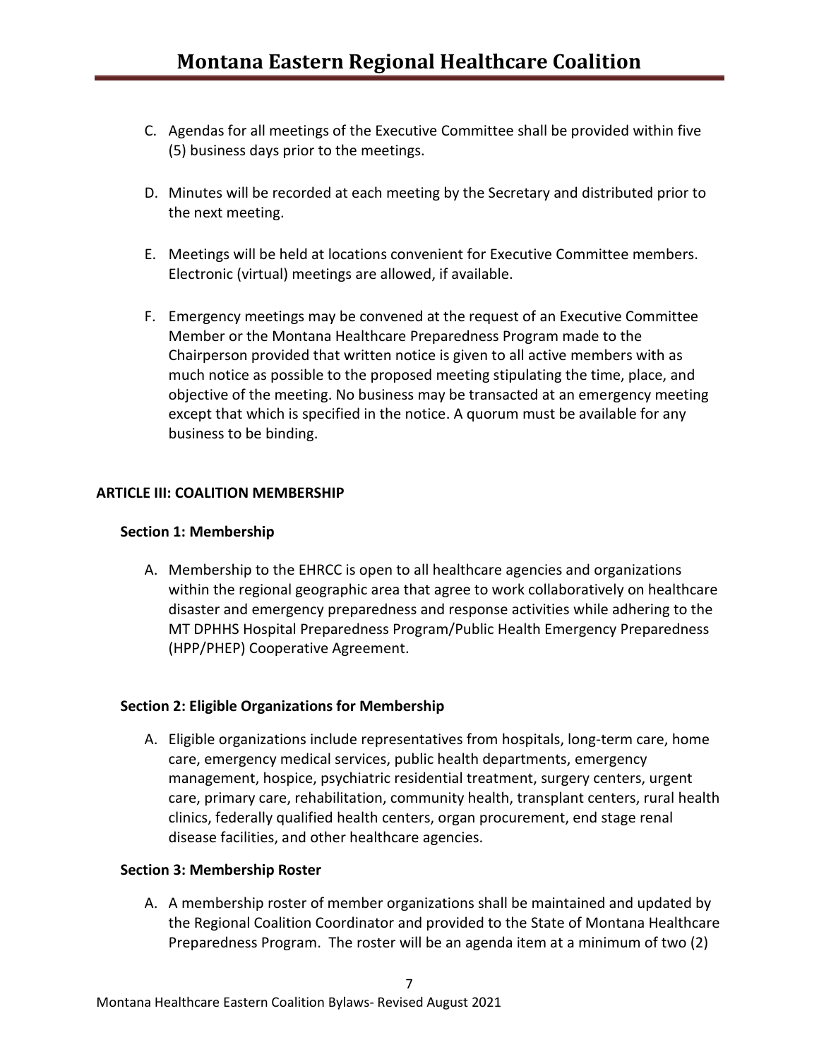C. Agendas for all meetings of the Executive Committee shall be provided within five (5) business days prior to the meetings.

D. Minutes will be recorded at each meeting by the Secretary and distributed prior to the next meeting.

E. Meetings will be held at locations convenient for Executive Committee members. Electronic (virtual) meetings are allowed, if available.

F. Emergency meetings may be convened at the request of an Executive Committee Member or the Montana Healthcare Preparedness Program made to the Chairperson provided that written notice is given to all active members with as much notice as possible to the proposed meeting stipulating the time, place, and objective of the meeting. No business may be transacted at an emergency meeting except that which is specified in the notice. A quorum must be available for any business to be binding.

**ARTICLE III: COALITION MEMBERSHIP**

**Section 1: Membership**

A. Membership to the EHRCC is open to all healthcare agencies and organizations within the regional geographic area that agree to work collaboratively on healthcare disaster and emergency preparedness and response activities while adhering to the MT DPHHS Hospital Preparedness Program/Public Health Emergency Preparedness (HPP/PHEP) Cooperative Agreement.

**Section 2: Eligible Organizations for Membership**

A. Eligible organizations include representatives from hospitals, long-term care, home care, emergency medical services, public health departments, emergency management, hospice, psychiatric residential treatment, surgery centers, urgent care, primary care, rehabilitation, community health, transplant centers, rural health clinics, federally qualified health centers, organ procurement, end stage renal disease facilities, and other healthcare agencies.

**Section 3: Membership Roster**

A. A membership roster of member organizations shall be maintained and updated by the Regional Coalition Coordinator and provided to the State of Montana Healthcare Preparedness Program. The roster will be an agenda item at a minimum of two (2)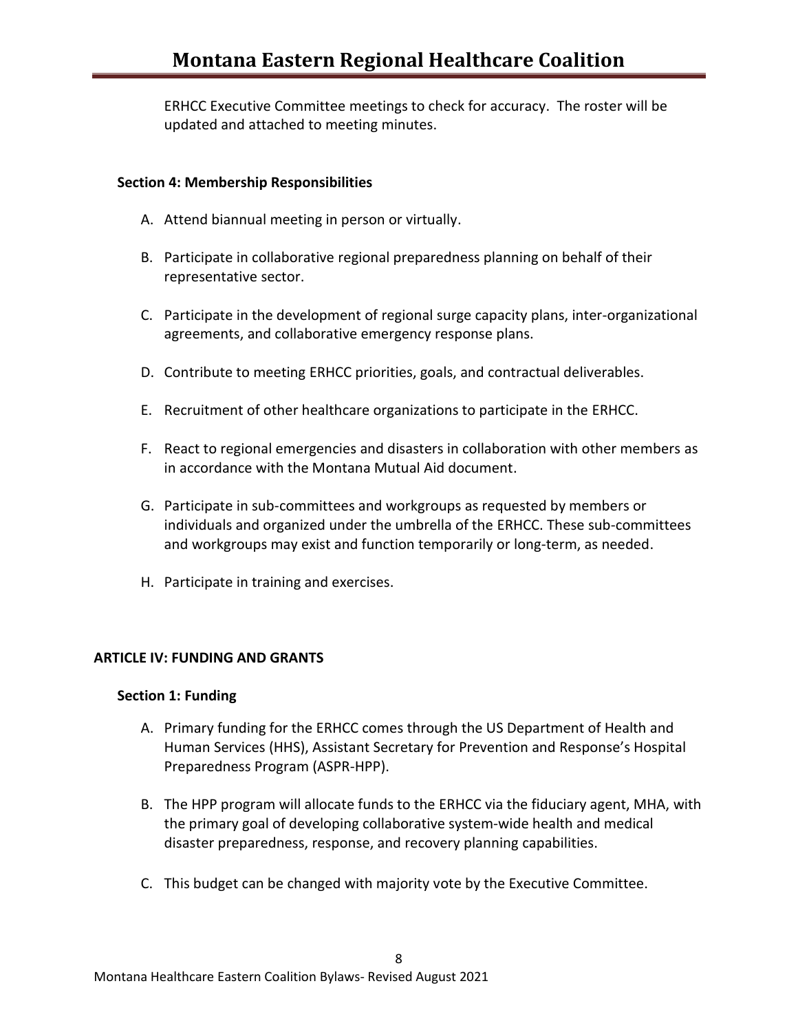ERHCC Executive Committee meetings to check for accuracy. The roster will be updated and attached to meeting minutes.

### Section 4: Membership Responsibilities

A. Attend biannual meeting in person or virtually.

B. Participate in collaborative regional preparedness planning on behalf of their representative sector.

C. Participate in the development of regional surge capacity plans, inter-organizational agreements, and collaborative emergency response plans.

D. Contribute to meeting ERHCC priorities, goals, and contractual deliverables.

E. Recruitment of other healthcare organizations to participate in the ERHCC.

F. React to regional emergencies and disasters in collaboration with other members as in accordance with the Montana Mutual Aid document.

G. Participate in sub-committees and workgroups as requested by members or individuals and organized under the umbrella of the ERHCC. These sub-committees and workgroups may exist and function temporarily or long-term, as needed.

H. Participate in training and exercises.

## ARTICLE IV: FUNDING AND GRANTS

### Section 1: Funding

A. Primary funding for the ERHCC comes through the US Department of Health and Human Services (HHS), Assistant Secretary for Prevention and Response's Hospital Preparedness Program (ASPR-HPP).

B. The HPP program will allocate funds to the ERHCC via the fiduciary agent, MHA, with the primary goal of developing collaborative system-wide health and medical disaster preparedness, response, and recovery planning capabilities.

C. This budget can be changed with majority vote by the Executive Committee.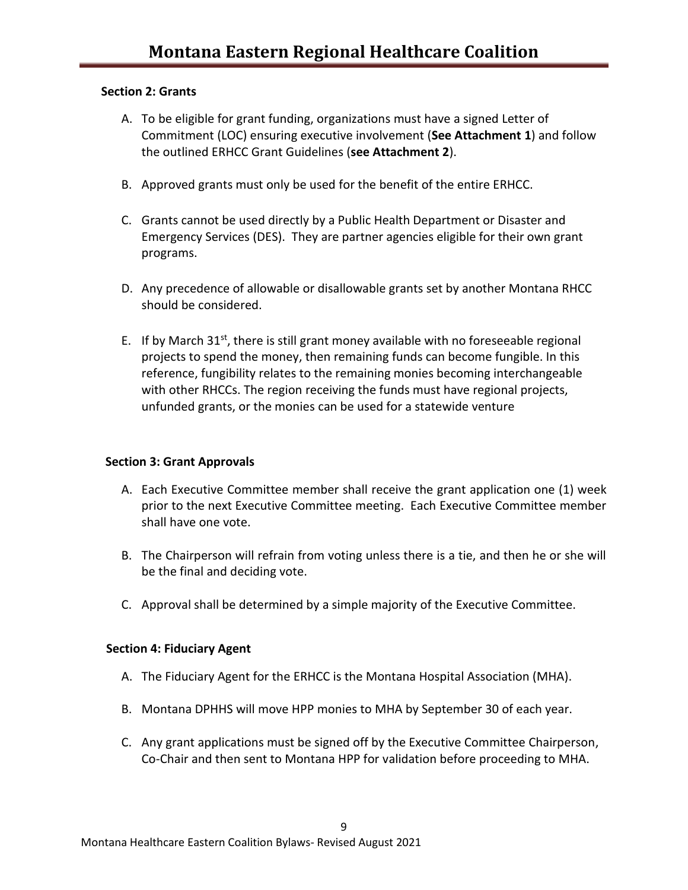### Section 2: Grants

A. To be eligible for grant funding, organizations must have a signed Letter of Commitment (LOC) ensuring executive involvement (**See Attachment 1**) and follow the outlined ERHCC Grant Guidelines (**see Attachment 2**).

B. Approved grants must only be used for the benefit of the entire ERHCC.

C. Grants cannot be used directly by a Public Health Department or Disaster and Emergency Services (DES). They are partner agencies eligible for their own grant programs.

D. Any precedence of allowable or disallowable grants set by another Montana RHCC should be considered.

E. If by March 31st, there is still grant money available with no foreseeable regional projects to spend the money, then remaining funds can become fungible. In this reference, fungibility relates to the remaining monies becoming interchangeable with other RHCCs. The region receiving the funds must have regional projects, unfunded grants, or the monies can be used for a statewide venture

### Section 3: Grant Approvals

A. Each Executive Committee member shall receive the grant application one (1) week prior to the next Executive Committee meeting. Each Executive Committee member shall have one vote.

B. The Chairperson will refrain from voting unless there is a tie, and then he or she will be the final and deciding vote.

C. Approval shall be determined by a simple majority of the Executive Committee.

### Section 4: Fiduciary Agent

A. The Fiduciary Agent for the ERHCC is the Montana Hospital Association (MHA).

B. Montana DPHHS will move HPP monies to MHA by September 30 of each year.

C. Any grant applications must be signed off by the Executive Committee Chairperson, Co-Chair and then sent to Montana HPP for validation before proceeding to MHA.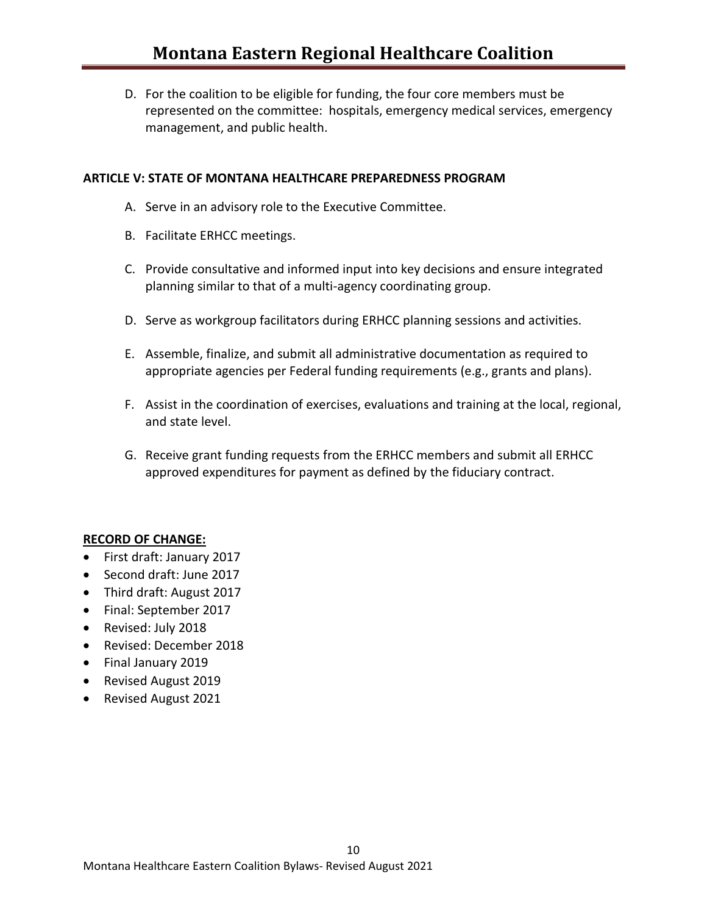D. For the coalition to be eligible for funding, the four core members must be represented on the committee: hospitals, emergency medical services, emergency management, and public health.

**ARTICLE V: STATE OF MONTANA HEALTHCARE PREPAREDNESS PROGRAM**

A. Serve in an advisory role to the Executive Committee.

B. Facilitate ERHCC meetings.

C. Provide consultative and informed input into key decisions and ensure integrated planning similar to that of a multi-agency coordinating group.

D. Serve as workgroup facilitators during ERHCC planning sessions and activities.

E. Assemble, finalize, and submit all administrative documentation as required to appropriate agencies per Federal funding requirements (e.g., grants and plans).

F. Assist in the coordination of exercises, evaluations and training at the local, regional, and state level.

G. Receive grant funding requests from the ERHCC members and submit all ERHCC approved expenditures for payment as defined by the fiduciary contract.

**RECORD OF CHANGE:**

- First draft: January 2017
- Second draft: June 2017
- Third draft: August 2017
- Final: September 2017
- Revised: July 2018
- Revised: December 2018
- Final January 2019
- Revised August 2019
- Revised August 2021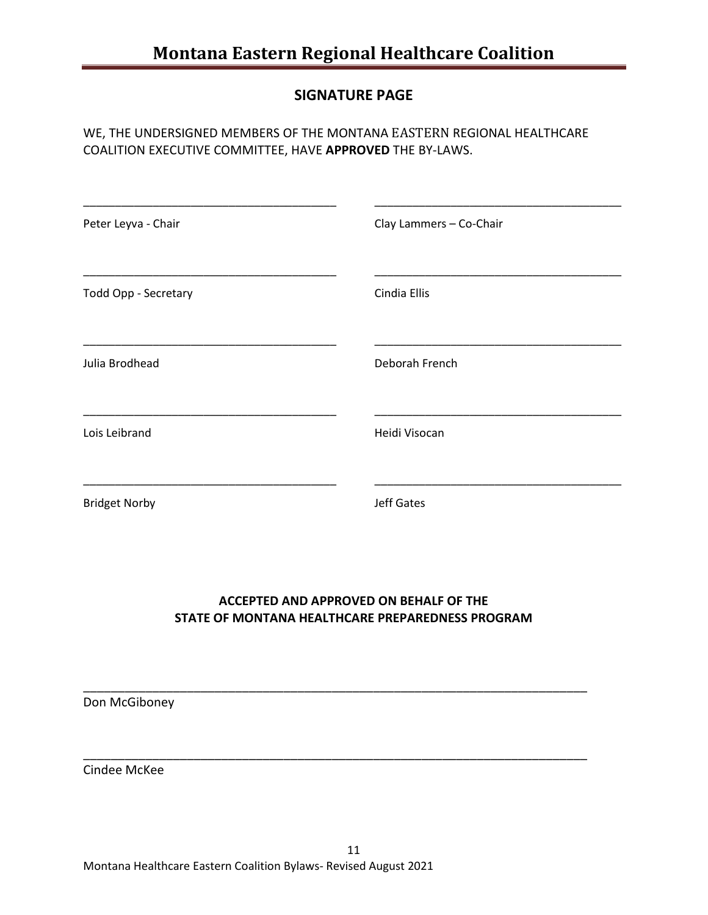## SIGNATURE PAGE

WE, THE UNDERSIGNED MEMBERS OF THE MONTANA EASTERN REGIONAL HEALTHCARE COALITION EXECUTIVE COMMITTEE, HAVE **APPROVED** THE BY-LAWS.

| | |
|---|---|
| ______________________________________ | ______________________________________ |
| Peter Leyva - Chair | Clay Lammers – Co-Chair |
| ______________________________________ | ______________________________________ |
| Todd Opp - Secretary | Cindia Ellis |
| ______________________________________ | ______________________________________ |
| Julia Brodhead | Deborah French |
| ______________________________________ | ______________________________________ |
| Lois Leibrand | Heidi Visocan |
| ______________________________________ | ______________________________________ |
| Bridget Norby | Jeff Gates |

**ACCEPTED AND APPROVED ON BEHALF OF THE STATE OF MONTANA HEALTHCARE PREPAREDNESS PROGRAM**

______________________________________________________________________________

Don McGiboney

______________________________________________________________________________

Cindee McKee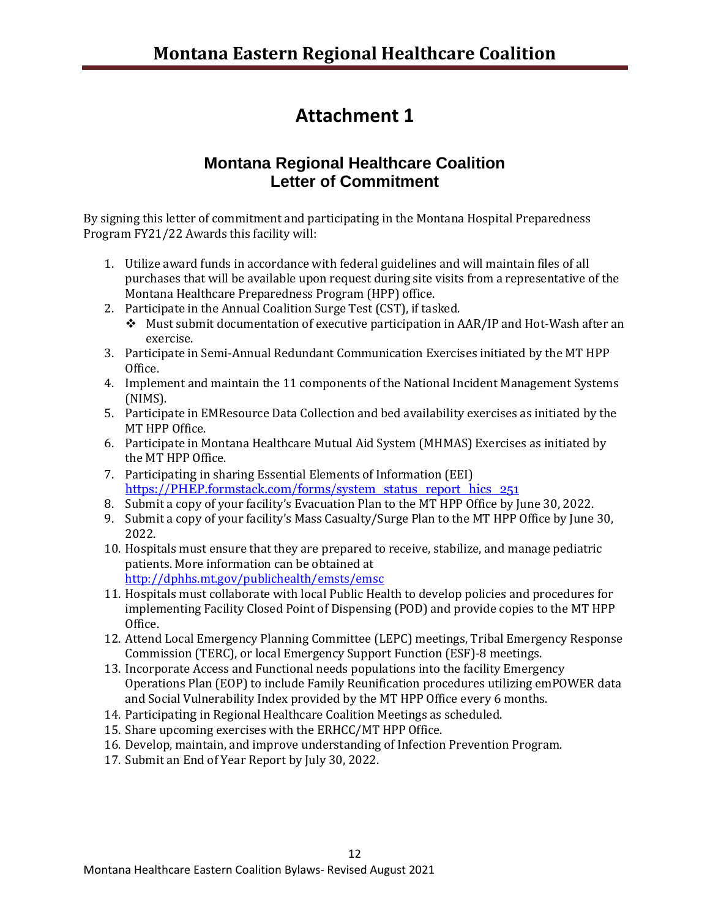# Attachment 1

## Montana Regional Healthcare Coalition Letter of Commitment

By signing this letter of commitment and participating in the Montana Hospital Preparedness Program FY21/22 Awards this facility will:

1. Utilize award funds in accordance with federal guidelines and will maintain files of all purchases that will be available upon request during site visits from a representative of the Montana Healthcare Preparedness Program (HPP) office.
2. Participate in the Annual Coalition Surge Test (CST), if tasked.
   - Must submit documentation of executive participation in AAR/IP and Hot-Wash after an exercise.
3. Participate in Semi-Annual Redundant Communication Exercises initiated by the MT HPP Office.
4. Implement and maintain the 11 components of the National Incident Management Systems (NIMS).
5. Participate in EMResource Data Collection and bed availability exercises as initiated by the MT HPP Office.
6. Participate in Montana Healthcare Mutual Aid System (MHMAS) Exercises as initiated by the MT HPP Office.
7. Participating in sharing Essential Elements of Information (EEI) https://PHEP.formstack.com/forms/system_status_report_hics_251
8. Submit a copy of your facility's Evacuation Plan to the MT HPP Office by June 30, 2022.
9. Submit a copy of your facility's Mass Casualty/Surge Plan to the MT HPP Office by June 30, 2022.
10. Hospitals must ensure that they are prepared to receive, stabilize, and manage pediatric patients. More information can be obtained at http://dphhs.mt.gov/publichealth/emsts/emsc
11. Hospitals must collaborate with local Public Health to develop policies and procedures for implementing Facility Closed Point of Dispensing (POD) and provide copies to the MT HPP Office.
12. Attend Local Emergency Planning Committee (LEPC) meetings, Tribal Emergency Response Commission (TERC), or local Emergency Support Function (ESF)-8 meetings.
13. Incorporate Access and Functional needs populations into the facility Emergency Operations Plan (EOP) to include Family Reunification procedures utilizing emPOWER data and Social Vulnerability Index provided by the MT HPP Office every 6 months.
14. Participating in Regional Healthcare Coalition Meetings as scheduled.
15. Share upcoming exercises with the ERHCC/MT HPP Office.
16. Develop, maintain, and improve understanding of Infection Prevention Program.
17. Submit an End of Year Report by July 30, 2022.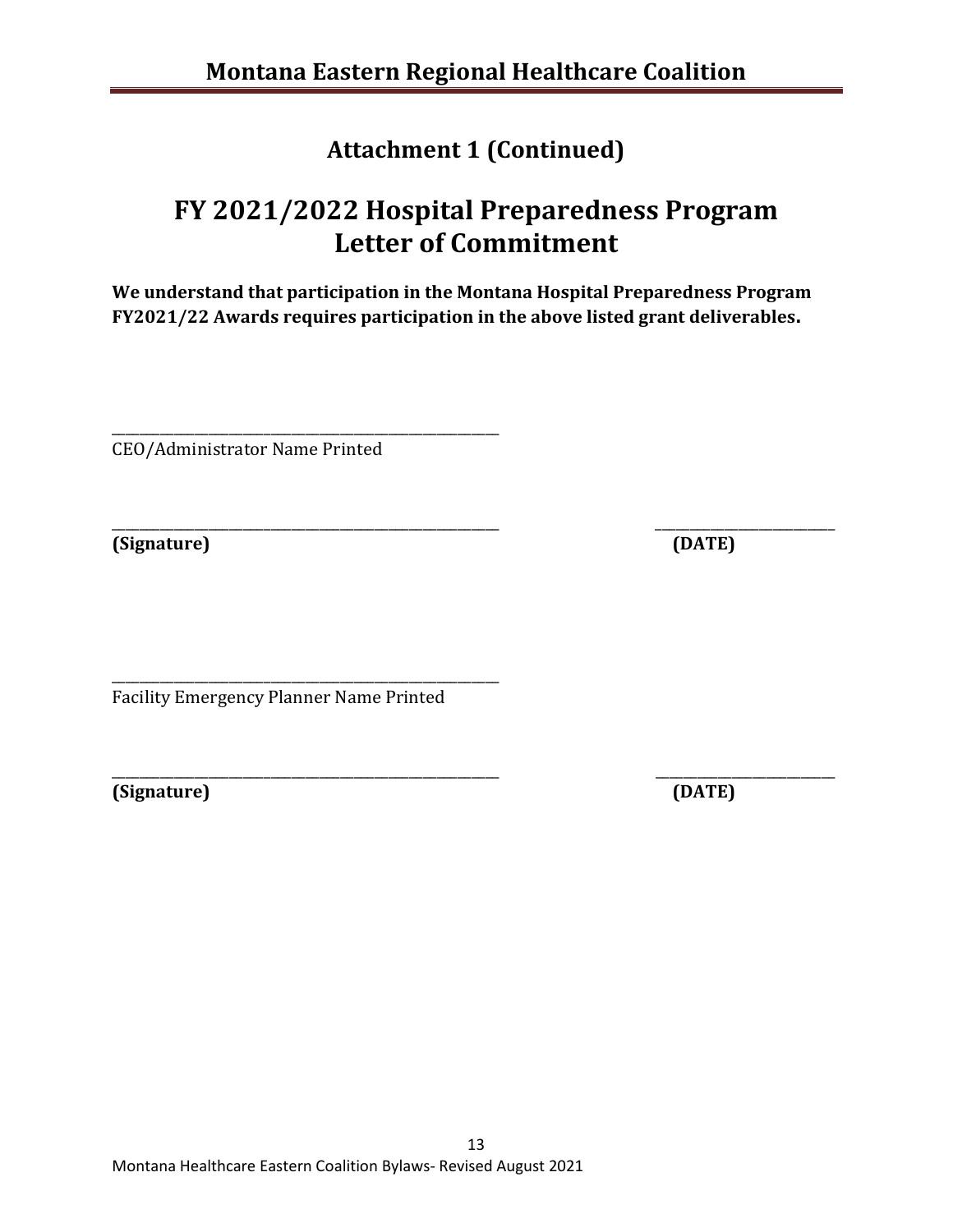## Attachment 1 (Continued)

# FY 2021/2022 Hospital Preparedness Program Letter of Commitment

**We understand that participation in the Montana Hospital Preparedness Program FY2021/22 Awards requires participation in the above listed grant deliverables.**

_______________________________________________
CEO/Administrator Name Printed

_______________________________________________ ____________________
**(Signature)** **(DATE)**

_______________________________________________
Facility Emergency Planner Name Printed

_______________________________________________ ____________________
**(Signature)** **(DATE)**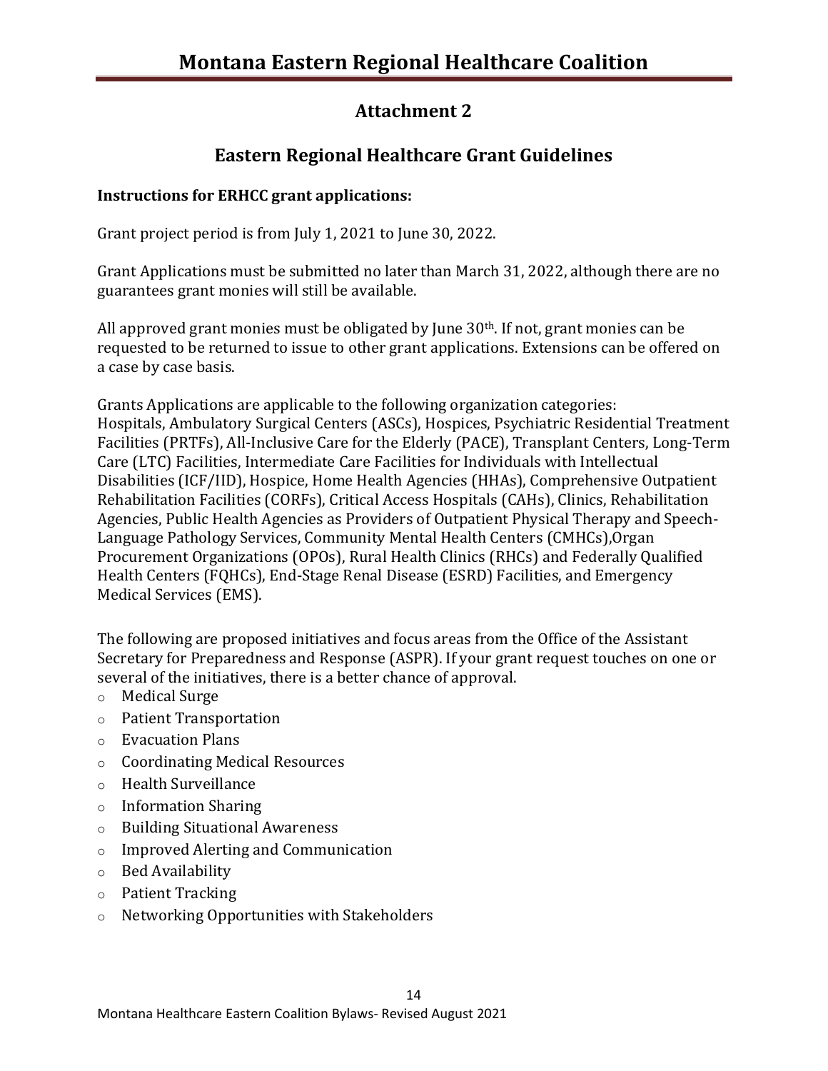## Attachment 2

## Eastern Regional Healthcare Grant Guidelines

**Instructions for ERHCC grant applications:**

Grant project period is from July 1, 2021 to June 30, 2022.

Grant Applications must be submitted no later than March 31, 2022, although there are no guarantees grant monies will still be available.

All approved grant monies must be obligated by June 30th. If not, grant monies can be requested to be returned to issue to other grant applications. Extensions can be offered on a case by case basis.

Grants Applications are applicable to the following organization categories:
Hospitals, Ambulatory Surgical Centers (ASCs), Hospices, Psychiatric Residential Treatment Facilities (PRTFs), All-Inclusive Care for the Elderly (PACE), Transplant Centers, Long-Term Care (LTC) Facilities, Intermediate Care Facilities for Individuals with Intellectual Disabilities (ICF/IID), Hospice, Home Health Agencies (HHAs), Comprehensive Outpatient Rehabilitation Facilities (CORFs), Critical Access Hospitals (CAHs), Clinics, Rehabilitation Agencies, Public Health Agencies as Providers of Outpatient Physical Therapy and Speech-Language Pathology Services, Community Mental Health Centers (CMHCs),Organ Procurement Organizations (OPOs), Rural Health Clinics (RHCs) and Federally Qualified Health Centers (FQHCs), End-Stage Renal Disease (ESRD) Facilities, and Emergency Medical Services (EMS).

The following are proposed initiatives and focus areas from the Office of the Assistant Secretary for Preparedness and Response (ASPR). If your grant request touches on one or several of the initiatives, there is a better chance of approval.

- Medical Surge
- Patient Transportation
- Evacuation Plans
- Coordinating Medical Resources
- Health Surveillance
- Information Sharing
- Building Situational Awareness
- Improved Alerting and Communication
- Bed Availability
- Patient Tracking
- Networking Opportunities with Stakeholders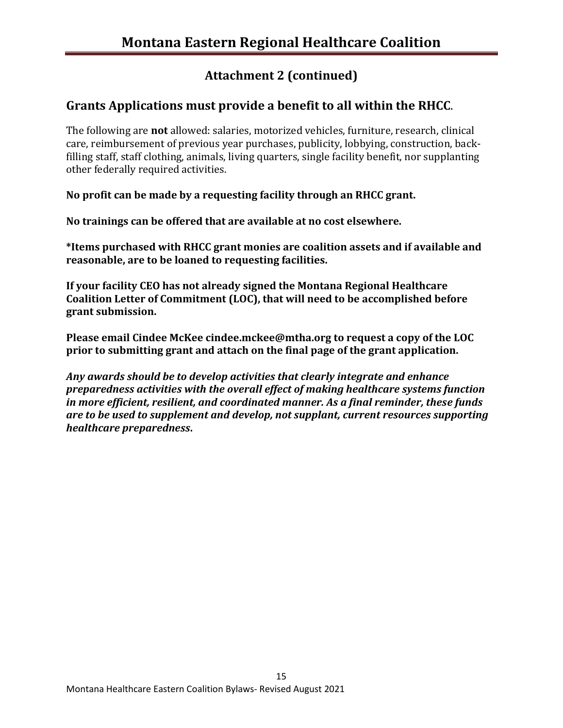## Attachment 2 (continued)

## Grants Applications must provide a benefit to all within the RHCC.

The following are **not** allowed: salaries, motorized vehicles, furniture, research, clinical care, reimbursement of previous year purchases, publicity, lobbying, construction, back-filling staff, staff clothing, animals, living quarters, single facility benefit, nor supplanting other federally required activities.

**No profit can be made by a requesting facility through an RHCC grant.**

**No trainings can be offered that are available at no cost elsewhere.**

***Items purchased with RHCC grant monies are coalition assets and if available and reasonable, are to be loaned to requesting facilities.**

**If your facility CEO has not already signed the Montana Regional Healthcare Coalition Letter of Commitment (LOC), that will need to be accomplished before grant submission.**

**Please email Cindee McKee cindee.mckee@mtha.org to request a copy of the LOC prior to submitting grant and attach on the final page of the grant application.**

***Any awards should be to develop activities that clearly integrate and enhance preparedness activities with the overall effect of making healthcare systems function in more efficient, resilient, and coordinated manner. As a final reminder, these funds are to be used to supplement and develop, not supplant, current resources supporting healthcare preparedness.***